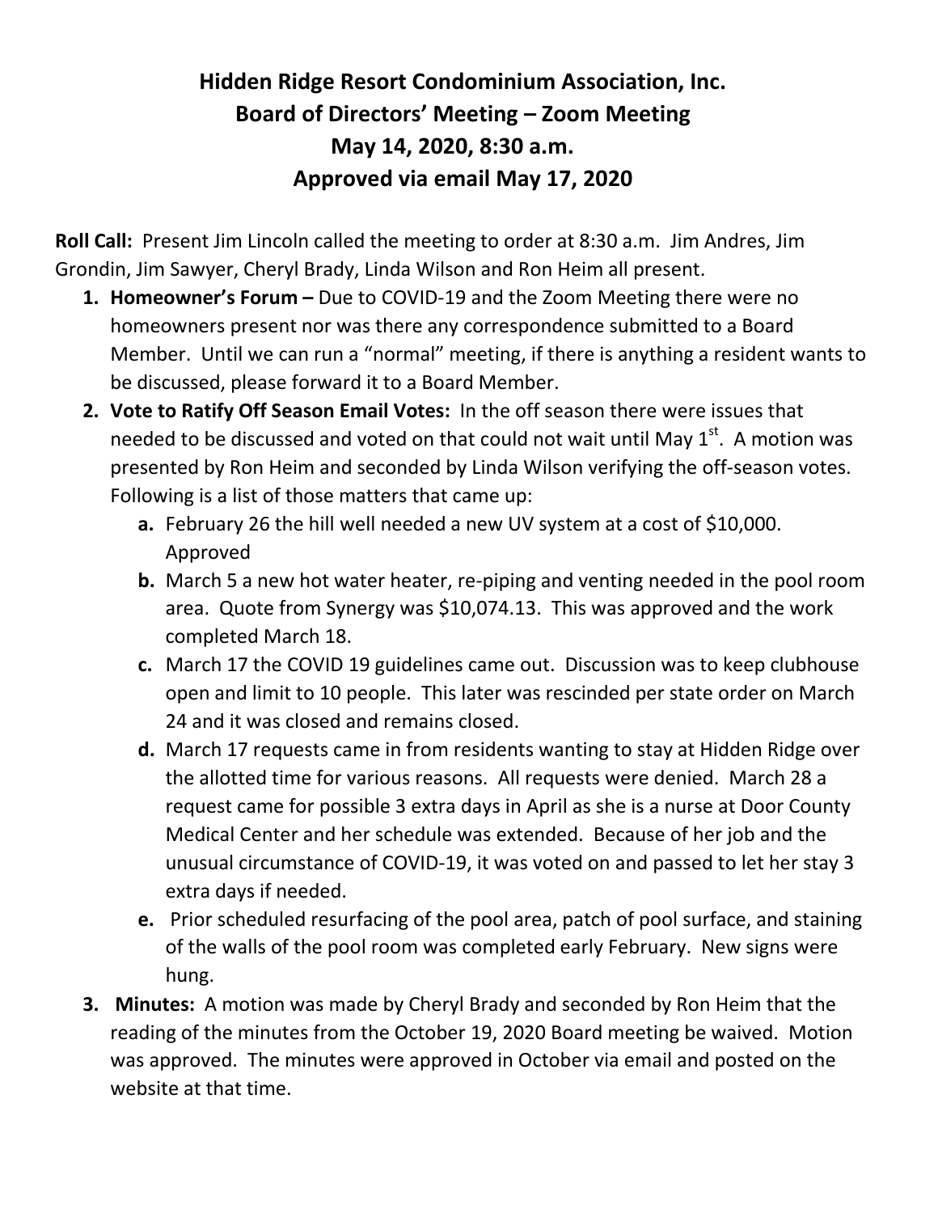# Hidden Ridge Resort Condominium Association, Inc.
## Board of Directors' Meeting – Zoom Meeting
## May 14, 2020, 8:30 a.m.
## Approved via email May 17, 2020

**Roll Call:** Present Jim Lincoln called the meeting to order at 8:30 a.m. Jim Andres, Jim Grondin, Jim Sawyer, Cheryl Brady, Linda Wilson and Ron Heim all present.

1. **Homeowner's Forum –** Due to COVID-19 and the Zoom Meeting there were no homeowners present nor was there any correspondence submitted to a Board Member. Until we can run a "normal" meeting, if there is anything a resident wants to be discussed, please forward it to a Board Member.
2. **Vote to Ratify Off Season Email Votes:** In the off season there were issues that needed to be discussed and voted on that could not wait until May 1st. A motion was presented by Ron Heim and seconded by Linda Wilson verifying the off-season votes. Following is a list of those matters that came up:
    - **a.** February 26 the hill well needed a new UV system at a cost of $10,000. Approved
    - **b.** March 5 a new hot water heater, re-piping and venting needed in the pool room area. Quote from Synergy was $10,074.13. This was approved and the work completed March 18.
    - **c.** March 17 the COVID 19 guidelines came out. Discussion was to keep clubhouse open and limit to 10 people. This later was rescinded per state order on March 24 and it was closed and remains closed.
    - **d.** March 17 requests came in from residents wanting to stay at Hidden Ridge over the allotted time for various reasons. All requests were denied. March 28 a request came for possible 3 extra days in April as she is a nurse at Door County Medical Center and her schedule was extended. Because of her job and the unusual circumstance of COVID-19, it was voted on and passed to let her stay 3 extra days if needed.
    - **e.** Prior scheduled resurfacing of the pool area, patch of pool surface, and staining of the walls of the pool room was completed early February. New signs were hung.
3. **Minutes:** A motion was made by Cheryl Brady and seconded by Ron Heim that the reading of the minutes from the October 19, 2020 Board meeting be waived. Motion was approved. The minutes were approved in October via email and posted on the website at that time.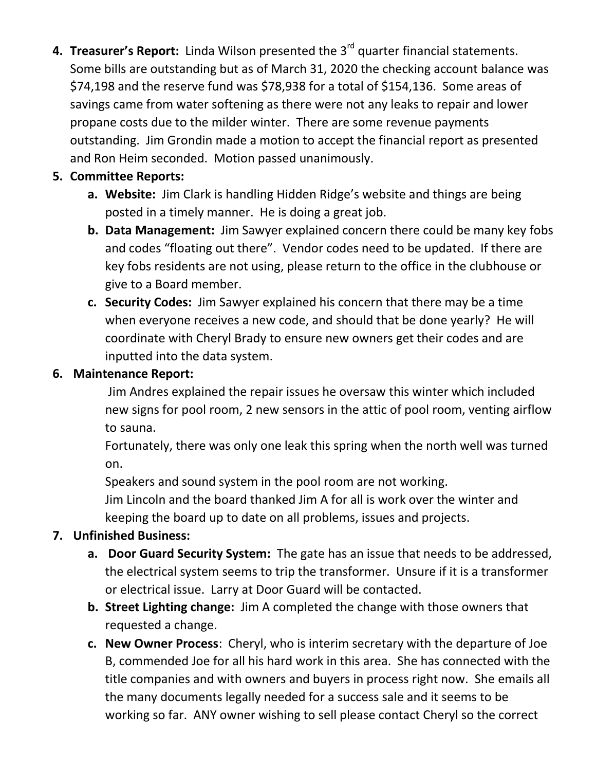4. **Treasurer's Report:** Linda Wilson presented the 3rd quarter financial statements. Some bills are outstanding but as of March 31, 2020 the checking account balance was $74,198 and the reserve fund was $78,938 for a total of $154,136. Some areas of savings came from water softening as there were not any leaks to repair and lower propane costs due to the milder winter. There are some revenue payments outstanding. Jim Grondin made a motion to accept the financial report as presented and Ron Heim seconded. Motion passed unanimously.

5. **Committee Reports:**
   a. **Website:** Jim Clark is handling Hidden Ridge's website and things are being posted in a timely manner. He is doing a great job.
   b. **Data Management:** Jim Sawyer explained concern there could be many key fobs and codes "floating out there". Vendor codes need to be updated. If there are key fobs residents are not using, please return to the office in the clubhouse or give to a Board member.
   c. **Security Codes:** Jim Sawyer explained his concern that there may be a time when everyone receives a new code, and should that be done yearly? He will coordinate with Cheryl Brady to ensure new owners get their codes and are inputted into the data system.

6. **Maintenance Report:**

   Jim Andres explained the repair issues he oversaw this winter which included new signs for pool room, 2 new sensors in the attic of pool room, venting airflow to sauna.

   Fortunately, there was only one leak this spring when the north well was turned on.

   Speakers and sound system in the pool room are not working.

   Jim Lincoln and the board thanked Jim A for all is work over the winter and keeping the board up to date on all problems, issues and projects.

7. **Unfinished Business:**
   a. **Door Guard Security System:** The gate has an issue that needs to be addressed, the electrical system seems to trip the transformer. Unsure if it is a transformer or electrical issue. Larry at Door Guard will be contacted.
   b. **Street Lighting change:** Jim A completed the change with those owners that requested a change.
   c. **New Owner Process**: Cheryl, who is interim secretary with the departure of Joe B, commended Joe for all his hard work in this area. She has connected with the title companies and with owners and buyers in process right now. She emails all the many documents legally needed for a success sale and it seems to be working so far. ANY owner wishing to sell please contact Cheryl so the correct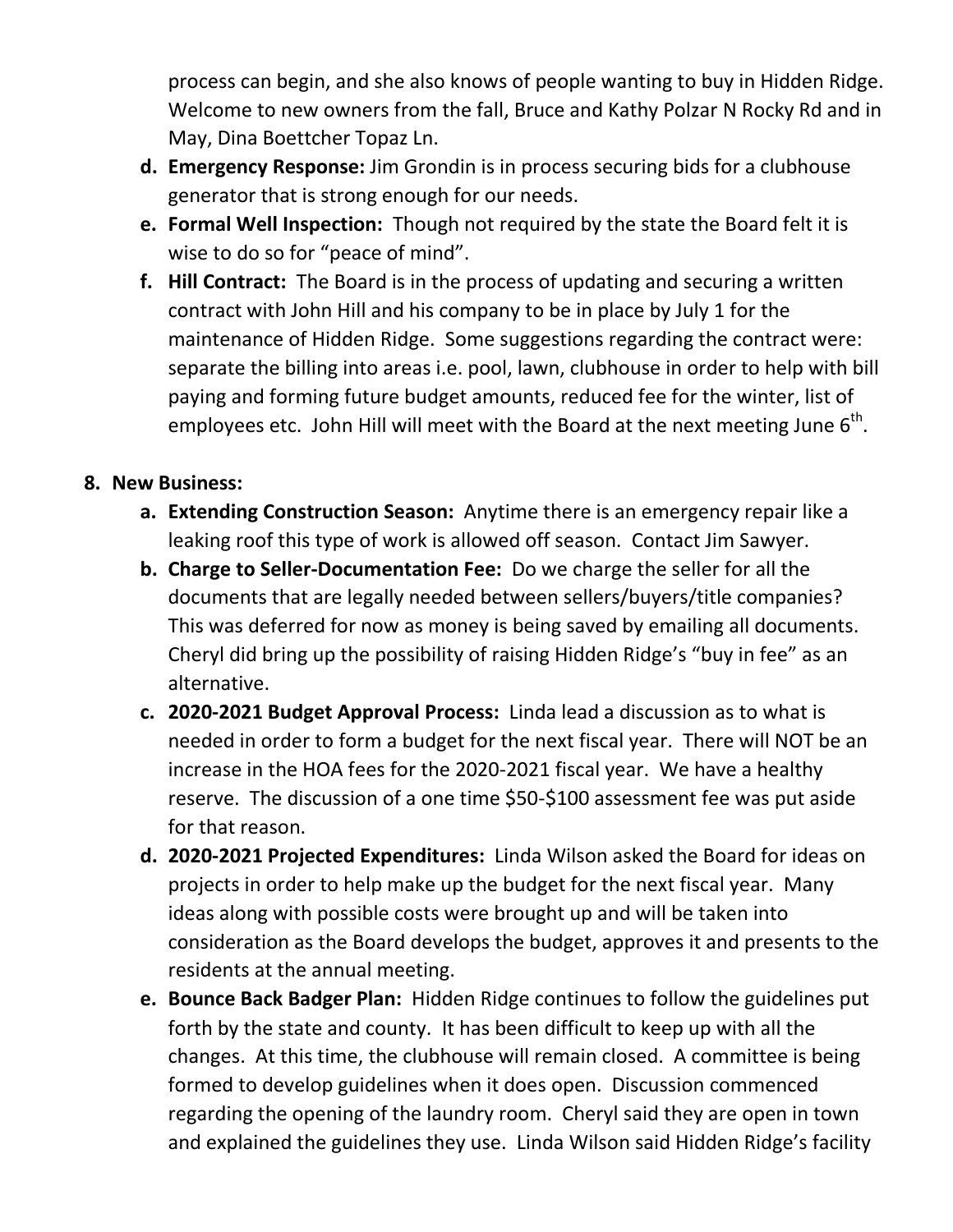process can begin, and she also knows of people wanting to buy in Hidden Ridge. Welcome to new owners from the fall, Bruce and Kathy Polzar N Rocky Rd and in May, Dina Boettcher Topaz Ln.

- **d. Emergency Response:** Jim Grondin is in process securing bids for a clubhouse generator that is strong enough for our needs.
- **e. Formal Well Inspection:** Though not required by the state the Board felt it is wise to do so for "peace of mind".
- **f. Hill Contract:** The Board is in the process of updating and securing a written contract with John Hill and his company to be in place by July 1 for the maintenance of Hidden Ridge. Some suggestions regarding the contract were: separate the billing into areas i.e. pool, lawn, clubhouse in order to help with bill paying and forming future budget amounts, reduced fee for the winter, list of employees etc. John Hill will meet with the Board at the next meeting June 6th.

**8. New Business:**

- **a. Extending Construction Season:** Anytime there is an emergency repair like a leaking roof this type of work is allowed off season. Contact Jim Sawyer.
- **b. Charge to Seller-Documentation Fee:** Do we charge the seller for all the documents that are legally needed between sellers/buyers/title companies? This was deferred for now as money is being saved by emailing all documents. Cheryl did bring up the possibility of raising Hidden Ridge's "buy in fee" as an alternative.
- **c. 2020-2021 Budget Approval Process:** Linda lead a discussion as to what is needed in order to form a budget for the next fiscal year. There will NOT be an increase in the HOA fees for the 2020-2021 fiscal year. We have a healthy reserve. The discussion of a one time $50-$100 assessment fee was put aside for that reason.
- **d. 2020-2021 Projected Expenditures:** Linda Wilson asked the Board for ideas on projects in order to help make up the budget for the next fiscal year. Many ideas along with possible costs were brought up and will be taken into consideration as the Board develops the budget, approves it and presents to the residents at the annual meeting.
- **e. Bounce Back Badger Plan:** Hidden Ridge continues to follow the guidelines put forth by the state and county. It has been difficult to keep up with all the changes. At this time, the clubhouse will remain closed. A committee is being formed to develop guidelines when it does open. Discussion commenced regarding the opening of the laundry room. Cheryl said they are open in town and explained the guidelines they use. Linda Wilson said Hidden Ridge's facility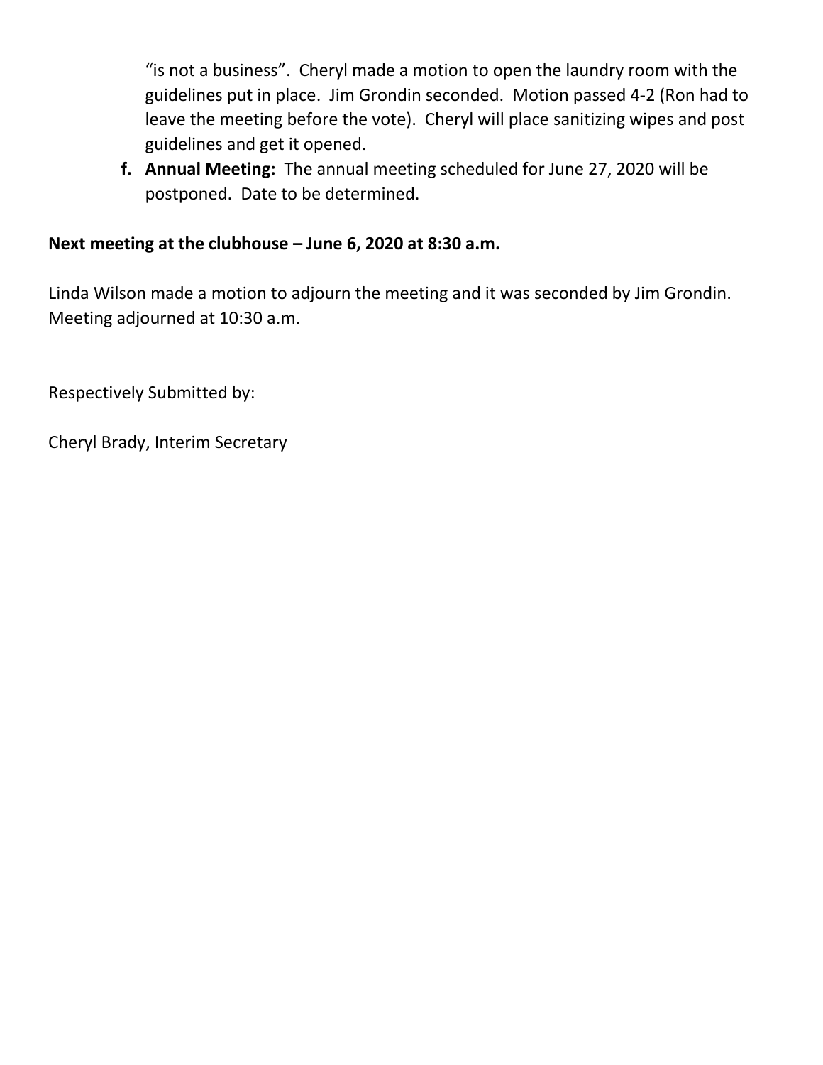"is not a business". Cheryl made a motion to open the laundry room with the guidelines put in place. Jim Grondin seconded. Motion passed 4-2 (Ron had to leave the meeting before the vote). Cheryl will place sanitizing wipes and post guidelines and get it opened.

f. **Annual Meeting:** The annual meeting scheduled for June 27, 2020 will be postponed. Date to be determined.

**Next meeting at the clubhouse – June 6, 2020 at 8:30 a.m.**

Linda Wilson made a motion to adjourn the meeting and it was seconded by Jim Grondin. Meeting adjourned at 10:30 a.m.

Respectively Submitted by:

Cheryl Brady, Interim Secretary